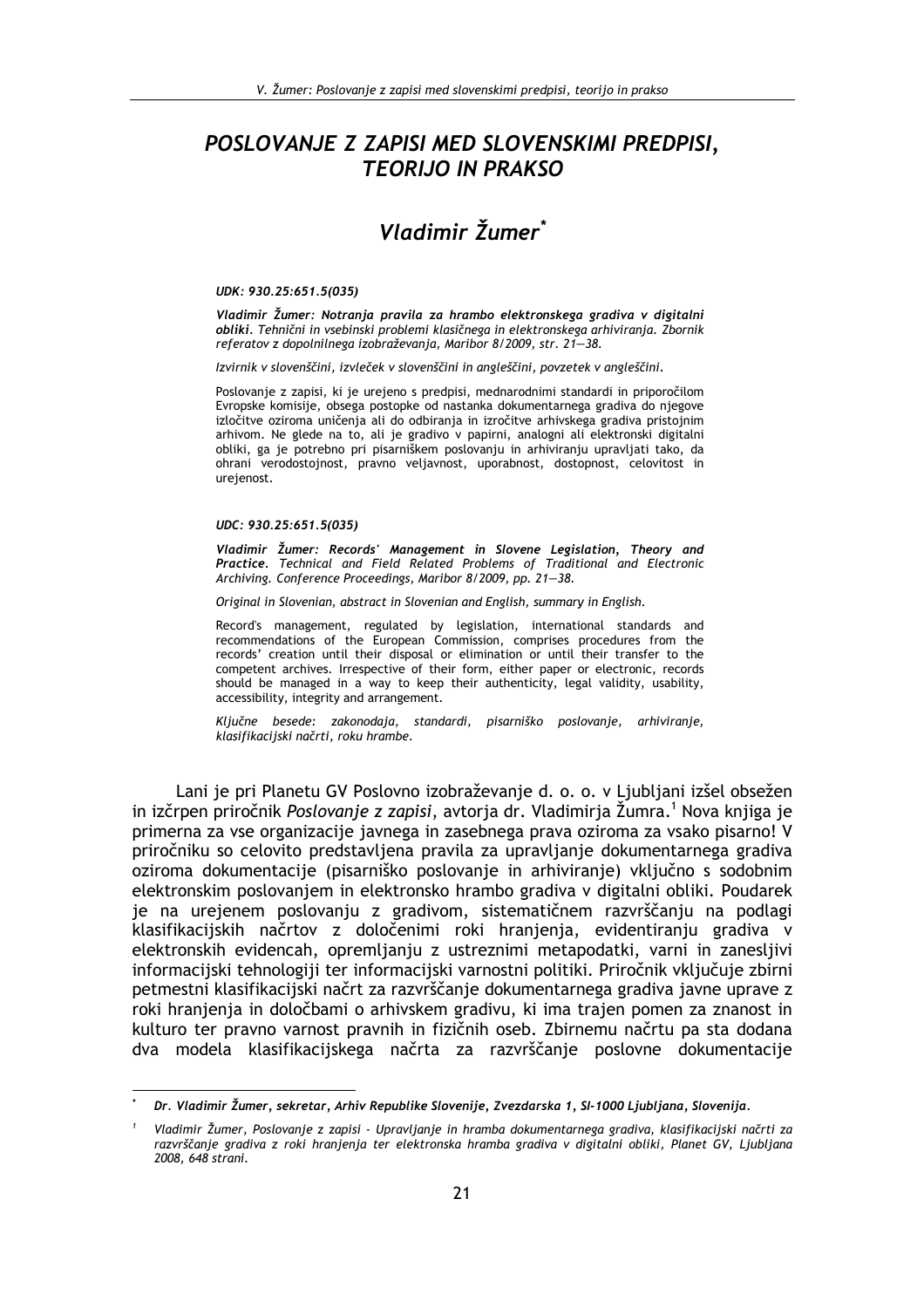# POSLOVANJE Z ZAPISI MED SLOVENSKIMI PREDPISI, TEORIJO IN PRAKSO

## *Vladimir Žumer**

***UDK: 930.25:651.5(035)***

***Vladimir Žumer: Notranja pravila za hrambo elektronskega gradiva v digitalni obliki.** Tehnični in vsebinski problemi klasičnega in elektronskega arhiviranja. Zbornik referatov z dopolnilnega izobraževanja, Maribor 8/2009, str. 21—38.*

*Izvirnik v slovenščini, izvleček v slovenščini in angleščini, povzetek v angleščini.*

Poslovanje z zapisi, ki je urejeno s predpisi, mednarodnimi standardi in priporočilom Evropske komisije, obsega postopke od nastanka dokumentarnega gradiva do njegove izločitve oziroma uničenja ali do odbiranja in izročitve arhivskega gradiva pristojnim arhivom. Ne glede na to, ali je gradivo v papirni, analogni ali elektronski digitalni obliki, ga je potrebno pri pisarniškem poslovanju in arhiviranju upravljati tako, da ohrani verodostojnost, pravno veljavnost, uporabnost, dostopnost, celovitost in urejenost.

***UDC: 930.25:651.5(035)***

***Vladimir Žumer: Records' Management in Slovene Legislation, Theory and Practice.** Technical and Field Related Problems of Traditional and Electronic Archiving. Conference Proceedings, Maribor 8/2009, pp. 21—38.*

*Original in Slovenian, abstract in Slovenian and English, summary in English.*

Record's management, regulated by legislation, international standards and recommendations of the European Commission, comprises procedures from the records' creation until their disposal or elimination or until their transfer to the competent archives. Irrespective of their form, either paper or electronic, records should be managed in a way to keep their authenticity, legal validity, usability, accessibility, integrity and arrangement.

*Ključne besede: zakonodaja, standardi, pisarniško poslovanje, arhiviranje, klasifikacijski načrti, roku hrambe.*

Lani je pri Planetu GV Poslovno izobraževanje d. o. o. v Ljubljani izšel obsežen in izčrpen priročnik *Poslovanje z zapisi*, avtorja dr. Vladimirja Žumra.[1] Nova knjiga je primerna za vse organizacije javnega in zasebnega prava oziroma za vsako pisarno! V priročniku so celovito predstavljena pravila za upravljanje dokumentarnega gradiva oziroma dokumentacije (pisarniško poslovanje in arhiviranje) vključno s sodobnim elektronskim poslovanjem in elektronsko hrambo gradiva v digitalni obliki. Poudarek je na urejenem poslovanju z gradivom, sistematičnem razvrščanju na podlagi klasifikacijskih načrtov z določenimi roki hranjenja, evidentiranju gradiva v elektronskih evidencah, opremljanju z ustreznimi metapodatki, varni in zanesljivi informacijski tehnologiji ter informacijski varnostni politiki. Priročnik vključuje zbirni petmestni klasifikacijski načrt za razvrščanje dokumentarnega gradiva javne uprave z roki hranjenja in določbami o arhivskem gradivu, ki ima trajen pomen za znanost in kulturo ter pravno varnost pravnih in fizičnih oseb. Zbirnemu načrtu pa sta dodana dva modela klasifikacijskega načrta za razvrščanje poslovne dokumentacije

---

\* ***Dr. Vladimir Žumer, sekretar, Arhiv Republike Slovenije, Zvezdarska 1, SI-1000 Ljubljana, Slovenija.***

[1] *Vladimir Žumer, Poslovanje z zapisi - Upravljanje in hramba dokumentarnega gradiva, klasifikacijski načrti za razvrščanje gradiva z roki hranjenja ter elektronska hramba gradiva v digitalni obliki, Planet GV, Ljubljana 2008, 648 strani.*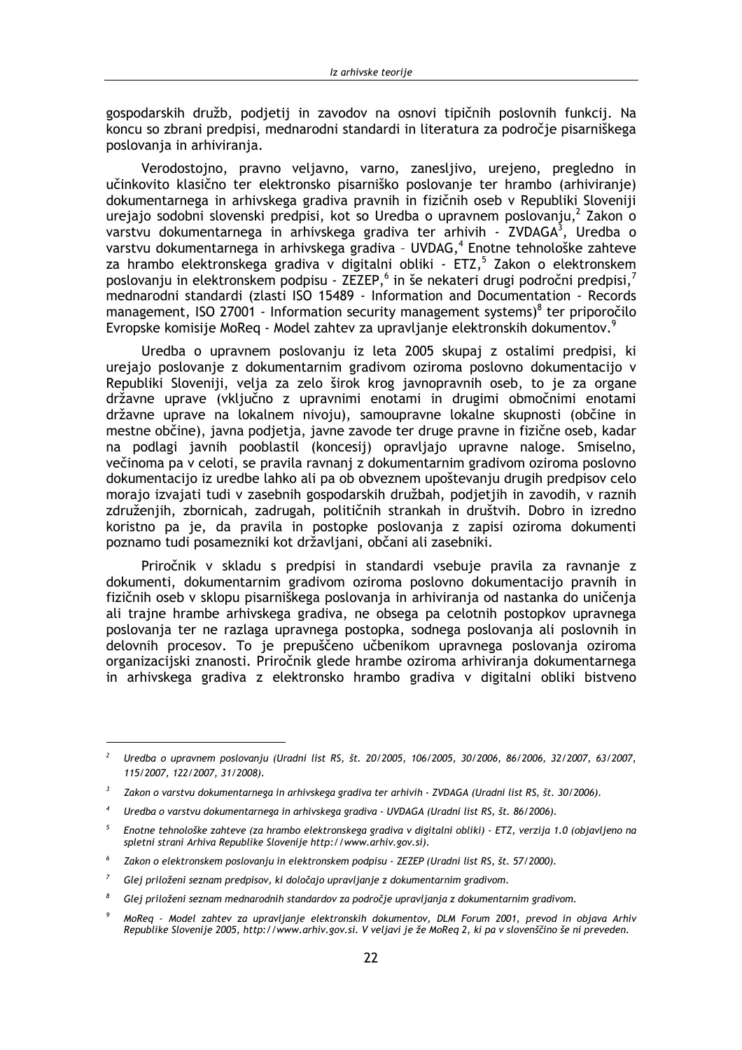gospodarskih družb, podjetij in zavodov na osnovi tipičnih poslovnih funkcij. Na koncu so zbrani predpisi, mednarodni standardi in literatura za področje pisarniškega poslovanja in arhiviranja.

Verodostojno, pravno veljavno, varno, zanesljivo, urejeno, pregledno in učinkovito klasično ter elektronsko pisarniško poslovanje ter hrambo (arhiviranje) dokumentarnega in arhivskega gradiva pravnih in fizičnih oseb v Republiki Sloveniji urejajo sodobni slovenski predpisi, kot so Uredba o upravnem poslovanju,[2] Zakon o varstvu dokumentarnega in arhivskega gradiva ter arhivih - ZVDAGA[3], Uredba o varstvu dokumentarnega in arhivskega gradiva – UVDAG,[4] Enotne tehnološke zahteve za hrambo elektronskega gradiva v digitalni obliki - ETZ,[5] Zakon o elektronskem poslovanju in elektronskem podpisu - ZEZEP,[6] in še nekateri drugi področni predpisi,[7] mednarodni standardi (zlasti ISO 15489 - Information and Documentation - Records management, ISO 27001 - Information security management systems)[8] ter priporočilo Evropske komisije MoReq - Model zahtev za upravljanje elektronskih dokumentov.[9]

Uredba o upravnem poslovanju iz leta 2005 skupaj z ostalimi predpisi, ki urejajo poslovanje z dokumentarnim gradivom oziroma poslovno dokumentacijo v Republiki Sloveniji, velja za zelo širok krog javnopravnih oseb, to je za organe državne uprave (vključno z upravnimi enotami in drugimi območnimi enotami državne uprave na lokalnem nivoju), samoupravne lokalne skupnosti (občine in mestne občine), javna podjetja, javne zavode ter druge pravne in fizične oseb, kadar na podlagi javnih pooblastil (koncesij) opravljajo upravne naloge. Smiselno, večinoma pa v celoti, se pravila ravnanj z dokumentarnim gradivom oziroma poslovno dokumentacijo iz uredbe lahko ali pa ob obveznem upoštevanju drugih predpisov celo morajo izvajati tudi v zasebnih gospodarskih družbah, podjetjih in zavodih, v raznih združenjih, zbornicah, zadrugah, političnih strankah in društvih. Dobro in izredno koristno pa je, da pravila in postopke poslovanja z zapisi oziroma dokumenti poznamo tudi posamezniki kot državljani, občani ali zasebniki.

Priročnik v skladu s predpisi in standardi vsebuje pravila za ravnanje z dokumenti, dokumentarnim gradivom oziroma poslovno dokumentacijo pravnih in fizičnih oseb v sklopu pisarniškega poslovanja in arhiviranja od nastanka do uničenja ali trajne hrambe arhivskega gradiva, ne obsega pa celotnih postopkov upravnega poslovanja ter ne razlaga upravnega postopka, sodnega poslovanja ali poslovnih in delovnih procesov. To je prepuščeno učbenikom upravnega poslovanja oziroma organizacijski znanosti. Priročnik glede hrambe oziroma arhiviranja dokumentarnega in arhivskega gradiva z elektronsko hrambo gradiva v digitalni obliki bistveno

---

[2] *Uredba o upravnem poslovanju (Uradni list RS, št. 20/2005, 106/2005, 30/2006, 86/2006, 32/2007, 63/2007, 115/2007, 122/2007, 31/2008).*

[3] *Zakon o varstvu dokumentarnega in arhivskega gradiva ter arhivih - ZVDAGA (Uradni list RS, št. 30/2006).*

[4] *Uredba o varstvu dokumentarnega in arhivskega gradiva - UVDAGA (Uradni list RS, št. 86/2006).*

[5] *Enotne tehnološke zahteve (za hrambo elektronskega gradiva v digitalni obliki) - ETZ, verzija 1.0 (objavljeno na spletni strani Arhiva Republike Slovenije http://www.arhiv.gov.si).*

[6] *Zakon o elektronskem poslovanju in elektronskem podpisu - ZEZEP (Uradni list RS, št. 57/2000).*

[7] *Glej priloženi seznam predpisov, ki določajo upravljanje z dokumentarnim gradivom.*

[8] *Glej priloženi seznam mednarodnih standardov za področje upravljanja z dokumentarnim gradivom.*

[9] *MoReq - Model zahtev za upravljanje elektronskih dokumentov, DLM Forum 2001, prevod in objava Arhiv Republike Slovenije 2005, http://www.arhiv.gov.si. V veljavi je že MoReq 2, ki pa v slovenščino še ni preveden.*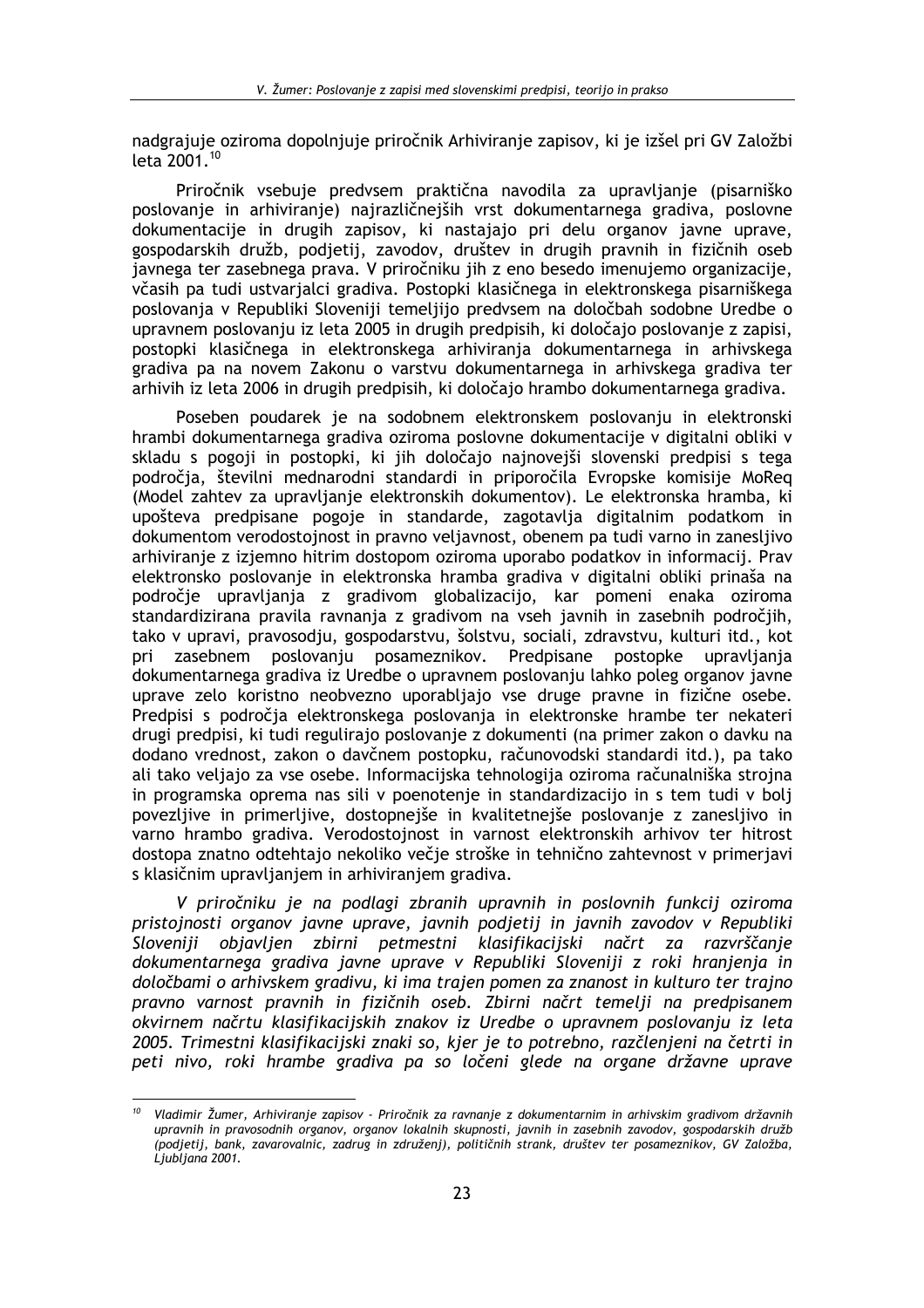nadgrajuje oziroma dopolnjuje priročnik Arhiviranje zapisov, ki je izšel pri GV Založbi leta 2001.[10]

Priročnik vsebuje predvsem praktična navodila za upravljanje (pisarniško poslovanje in arhiviranje) najrazličnejših vrst dokumentarnega gradiva, poslovne dokumentacije in drugih zapisov, ki nastajajo pri delu organov javne uprave, gospodarskih družb, podjetij, zavodov, društev in drugih pravnih in fizičnih oseb javnega ter zasebnega prava. V priročniku jih z eno besedo imenujemo organizacije, včasih pa tudi ustvarjalci gradiva. Postopki klasičnega in elektronskega pisarniškega poslovanja v Republiki Sloveniji temeljijo predvsem na določbah sodobne Uredbe o upravnem poslovanju iz leta 2005 in drugih predpisih, ki določajo poslovanje z zapisi, postopki klasičnega in elektronskega arhiviranja dokumentarnega in arhivskega gradiva pa na novem Zakonu o varstvu dokumentarnega in arhivskega gradiva ter arhivih iz leta 2006 in drugih predpisih, ki določajo hrambo dokumentarnega gradiva.

Poseben poudarek je na sodobnem elektronskem poslovanju in elektronski hrambi dokumentarnega gradiva oziroma poslovne dokumentacije v digitalni obliki v skladu s pogoji in postopki, ki jih določajo najnovejši slovenski predpisi s tega področja, številni mednarodni standardi in priporočila Evropske komisije MoReq (Model zahtev za upravljanje elektronskih dokumentov). Le elektronska hramba, ki upošteva predpisane pogoje in standarde, zagotavlja digitalnim podatkom in dokumentom verodostojnost in pravno veljavnost, obenem pa tudi varno in zanesljivo arhiviranje z izjemno hitrim dostopom oziroma uporabo podatkov in informacij. Prav elektronsko poslovanje in elektronska hramba gradiva v digitalni obliki prinaša na področje upravljanja z gradivom globalizacijo, kar pomeni enaka oziroma standardizirana pravila ravnanja z gradivom na vseh javnih in zasebnih področjih, tako v upravi, pravosodju, gospodarstvu, šolstvu, sociali, zdravstvu, kulturi itd., kot pri zasebnem poslovanju posameznikov. Predpisane postopke upravljanja dokumentarnega gradiva iz Uredbe o upravnem poslovanju lahko poleg organov javne uprave zelo koristno neobvezno uporabljajo vse druge pravne in fizične osebe. Predpisi s področja elektronskega poslovanja in elektronske hrambe ter nekateri drugi predpisi, ki tudi regulirajo poslovanje z dokumenti (na primer zakon o davku na dodano vrednost, zakon o davčnem postopku, računovodski standardi itd.), pa tako ali tako veljajo za vse osebe. Informacijska tehnologija oziroma računalniška strojna in programska oprema nas sili v poenotenje in standardizacijo in s tem tudi v bolj povezljive in primerljive, dostopnejše in kvalitetnejše poslovanje z zanesljivo in varno hrambo gradiva. Verodostojnost in varnost elektronskih arhivov ter hitrost dostopa znatno odtehtajo nekoliko večje stroške in tehnično zahtevnost v primerjavi s klasičnim upravljanjem in arhiviranjem gradiva.

*V priročniku je na podlagi zbranih upravnih in poslovnih funkcij oziroma pristojnosti organov javne uprave, javnih podjetij in javnih zavodov v Republiki Sloveniji objavljen zbirni petmestni klasifikacijski načrt za razvrščanje dokumentarnega gradiva javne uprave v Republiki Sloveniji z roki hranjenja in določbami o arhivskem gradivu, ki ima trajen pomen za znanost in kulturo ter trajno pravno varnost pravnih in fizičnih oseb. Zbirni načrt temelji na predpisanem okvirnem načrtu klasifikacijskih znakov iz Uredbe o upravnem poslovanju iz leta 2005. Trimestni klasifikacijski znaki so, kjer je to potrebno, razčlenjeni na četrti in peti nivo, roki hrambe gradiva pa so ločeni glede na organe državne uprave*

[10] *Vladimir Žumer, Arhiviranje zapisov - Priročnik za ravnanje z dokumentarnim in arhivskim gradivom državnih upravnih in pravosodnih organov, organov lokalnih skupnosti, javnih in zasebnih zavodov, gospodarskih družb (podjetij, bank, zavarovalnic, zadrug in združenj), političnih strank, društev ter posameznikov, GV Založba, Ljubljana 2001.*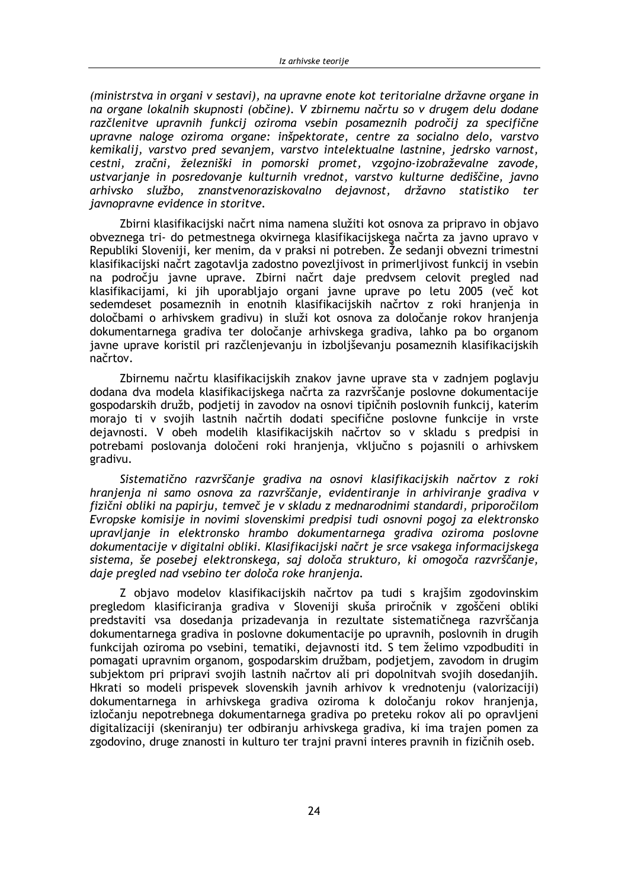*(ministrstva in organi v sestavi), na upravne enote kot teritorialne državne organe in na organe lokalnih skupnosti (občine). V zbirnemu načrtu so v drugem delu dodane razčlenitve upravnih funkcij oziroma vsebin posameznih področij za specifične upravne naloge oziroma organe: inšpektorate, centre za socialno delo, varstvo kemikalij, varstvo pred sevanjem, varstvo intelektualne lastnine, jedrsko varnost, cestni, zračni, železniški in pomorski promet, vzgojno-izobraževalne zavode, ustvarjanje in posredovanje kulturnih vrednot, varstvo kulturne dediščine, javno arhivsko službo, znanstvenoraziskovalno dejavnost, državno statistiko ter javnopravne evidence in storitve.*

Zbirni klasifikacijski načrt nima namena služiti kot osnova za pripravo in objavo obveznega tri- do petmestnega okvirnega klasifikacijskega načrta za javno upravo v Republiki Sloveniji, ker menim, da v praksi ni potreben. Že sedanji obvezni trimestni klasifikacijski načrt zagotavlja zadostno povezljivost in primerljivost funkcij in vsebin na področju javne uprave. Zbirni načrt daje predvsem celovit pregled nad klasifikacijami, ki jih uporabljajo organi javne uprave po letu 2005 (več kot sedemdeset posameznih in enotnih klasifikacijskih načrtov z roki hranjenja in določbami o arhivskem gradivu) in služi kot osnova za določanje rokov hranjenja dokumentarnega gradiva ter določanje arhivskega gradiva, lahko pa bo organom javne uprave koristil pri razčlenjevanju in izboljševanju posameznih klasifikacijskih načrtov.

Zbirnemu načrtu klasifikacijskih znakov javne uprave sta v zadnjem poglavju dodana dva modela klasifikacijskega načrta za razvrščanje poslovne dokumentacije gospodarskih družb, podjetij in zavodov na osnovi tipičnih poslovnih funkcij, katerim morajo ti v svojih lastnih načrtih dodati specifične poslovne funkcije in vrste dejavnosti. V obeh modelih klasifikacijskih načrtov so v skladu s predpisi in potrebami poslovanja določeni roki hranjenja, vključno s pojasnili o arhivskem gradivu.

*Sistematično razvrščanje gradiva na osnovi klasifikacijskih načrtov z roki hranjenja ni samo osnova za razvrščanje, evidentiranje in arhiviranje gradiva v fizični obliki na papirju, temveč je v skladu z mednarodnimi standardi, priporočilom Evropske komisije in novimi slovenskimi predpisi tudi osnovni pogoj za elektronsko upravljanje in elektronsko hrambo dokumentarnega gradiva oziroma poslovne dokumentacije v digitalni obliki. Klasifikacijski načrt je srce vsakega informacijskega sistema, še posebej elektronskega, saj določa strukturo, ki omogoča razvrščanje, daje pregled nad vsebino ter določa roke hranjenja.*

Z objavo modelov klasifikacijskih načrtov pa tudi s krajšim zgodovinskim pregledom klasificiranja gradiva v Sloveniji skuša priročnik v zgoščeni obliki predstaviti vsa dosedanja prizadevanja in rezultate sistematičnega razvrščanja dokumentarnega gradiva in poslovne dokumentacije po upravnih, poslovnih in drugih funkcijah oziroma po vsebini, tematiki, dejavnosti itd. S tem želimo vzpodbuditi in pomagati upravnim organom, gospodarskim družbam, podjetjem, zavodom in drugim subjektom pri pripravi svojih lastnih načrtov ali pri dopolnitvah svojih dosedanjih. Hkrati so modeli prispevek slovenskih javnih arhivov k vrednotenju (valorizaciji) dokumentarnega in arhivskega gradiva oziroma k določanju rokov hranjenja, izločanju nepotrebnega dokumentarnega gradiva po preteku rokov ali po opravljeni digitalizaciji (skeniranju) ter odbiranju arhivskega gradiva, ki ima trajen pomen za zgodovino, druge znanosti in kulturo ter trajni pravni interes pravnih in fizičnih oseb.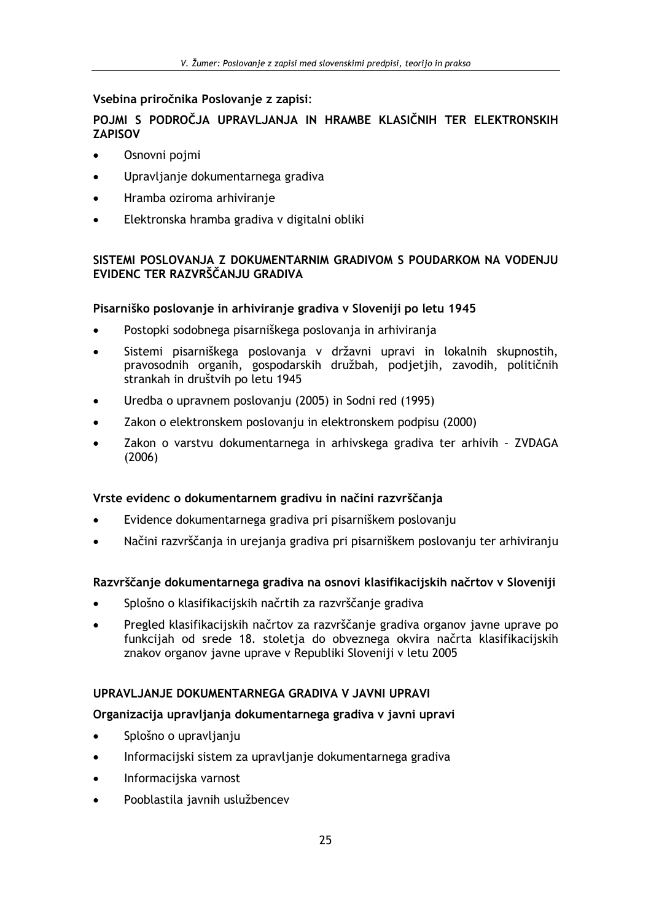**Vsebina priročnika Poslovanje z zapisi**:

**POJMI S PODROČJA UPRAVLJANJA IN HRAMBE KLASIČNIH TER ELEKTRONSKIH ZAPISOV**

- Osnovni pojmi
- Upravljanje dokumentarnega gradiva
- Hramba oziroma arhiviranje
- Elektronska hramba gradiva v digitalni obliki

**SISTEMI POSLOVANJA Z DOKUMENTARNIM GRADIVOM S POUDARKOM NA VODENJU EVIDENC TER RAZVRŠČANJU GRADIVA**

**Pisarniško poslovanje in arhiviranje gradiva v Sloveniji po letu 1945**

- Postopki sodobnega pisarniškega poslovanja in arhiviranja
- Sistemi pisarniškega poslovanja v državni upravi in lokalnih skupnostih, pravosodnih organih, gospodarskih družbah, podjetjih, zavodih, političnih strankah in društvih po letu 1945
- Uredba o upravnem poslovanju (2005) in Sodni red (1995)
- Zakon o elektronskem poslovanju in elektronskem podpisu (2000)
- Zakon o varstvu dokumentarnega in arhivskega gradiva ter arhivih – ZVDAGA (2006)

**Vrste evidenc o dokumentarnem gradivu in načini razvrščanja**

- Evidence dokumentarnega gradiva pri pisarniškem poslovanju
- Načini razvrščanja in urejanja gradiva pri pisarniškem poslovanju ter arhiviranju

**Razvrščanje dokumentarnega gradiva na osnovi klasifikacijskih načrtov v Sloveniji**

- Splošno o klasifikacijskih načrtih za razvrščanje gradiva
- Pregled klasifikacijskih načrtov za razvrščanje gradiva organov javne uprave po funkcijah od srede 18. stoletja do obveznega okvira načrta klasifikacijskih znakov organov javne uprave v Republiki Sloveniji v letu 2005

**UPRAVLJANJE DOKUMENTARNEGA GRADIVA V JAVNI UPRAVI**

**Organizacija upravljanja dokumentarnega gradiva v javni upravi**

- Splošno o upravljanju
- Informacijski sistem za upravljanje dokumentarnega gradiva
- Informacijska varnost
- Pooblastila javnih uslužbencev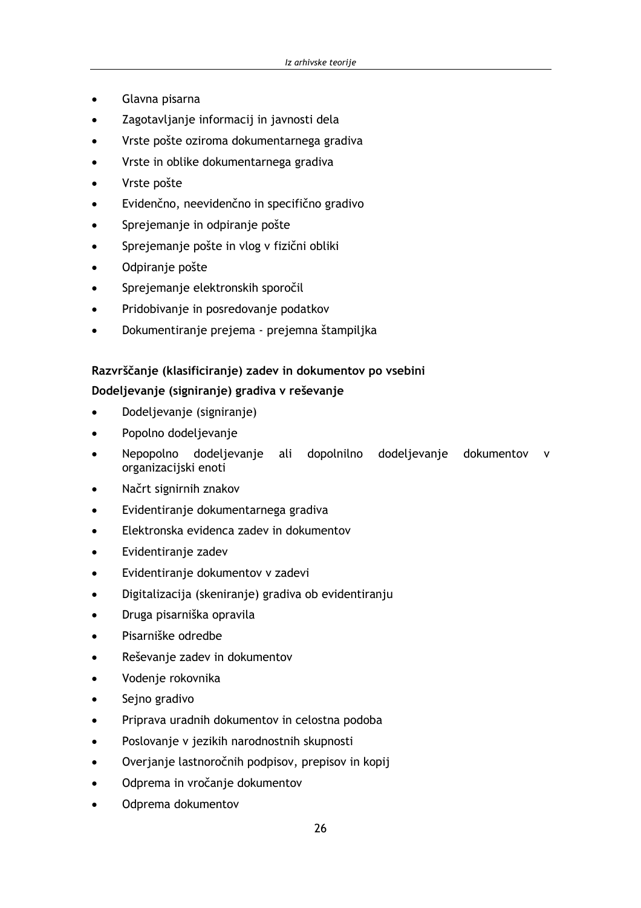- Glavna pisarna
- Zagotavljanje informacij in javnosti dela
- Vrste pošte oziroma dokumentarnega gradiva
- Vrste in oblike dokumentarnega gradiva
- Vrste pošte
- Evidenčno, neevidenčno in specifično gradivo
- Sprejemanje in odpiranje pošte
- Sprejemanje pošte in vlog v fizični obliki
- Odpiranje pošte
- Sprejemanje elektronskih sporočil
- Pridobivanje in posredovanje podatkov
- Dokumentiranje prejema - prejemna štampiljka

**Razvrščanje (klasificiranje) zadev in dokumentov po vsebini**

**Dodeljevanje (signiranje) gradiva v reševanje**

- Dodeljevanje (signiranje)
- Popolno dodeljevanje
- Nepopolno dodeljevanje ali dopolnilno dodeljevanje dokumentov v organizacijski enoti
- Načrt signirnih znakov
- Evidentiranje dokumentarnega gradiva
- Elektronska evidenca zadev in dokumentov
- Evidentiranje zadev
- Evidentiranje dokumentov v zadevi
- Digitalizacija (skeniranje) gradiva ob evidentiranju
- Druga pisarniška opravila
- Pisarniške odredbe
- Reševanje zadev in dokumentov
- Vodenje rokovnika
- Sejno gradivo
- Priprava uradnih dokumentov in celostna podoba
- Poslovanje v jezikih narodnostnih skupnosti
- Overjanje lastnoročnih podpisov, prepisov in kopij
- Odprema in vročanje dokumentov
- Odprema dokumentov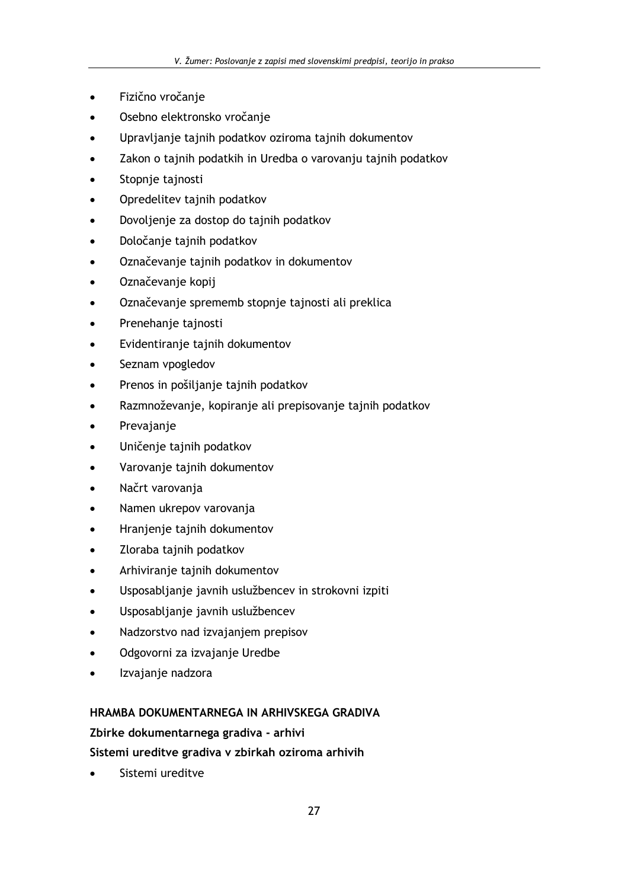- Fizično vročanje
- Osebno elektronsko vročanje
- Upravljanje tajnih podatkov oziroma tajnih dokumentov
- Zakon o tajnih podatkih in Uredba o varovanju tajnih podatkov
- Stopnje tajnosti
- Opredelitev tajnih podatkov
- Dovoljenje za dostop do tajnih podatkov
- Določanje tajnih podatkov
- Označevanje tajnih podatkov in dokumentov
- Označevanje kopij
- Označevanje sprememb stopnje tajnosti ali preklica
- Prenehanje tajnosti
- Evidentiranje tajnih dokumentov
- Seznam vpogledov
- Prenos in pošiljanje tajnih podatkov
- Razmnoževanje, kopiranje ali prepisovanje tajnih podatkov
- Prevajanje
- Uničenje tajnih podatkov
- Varovanje tajnih dokumentov
- Načrt varovanja
- Namen ukrepov varovanja
- Hranjenje tajnih dokumentov
- Zloraba tajnih podatkov
- Arhiviranje tajnih dokumentov
- Usposabljanje javnih uslužbencev in strokovni izpiti
- Usposabljanje javnih uslužbencev
- Nadzorstvo nad izvajanjem prepisov
- Odgovorni za izvajanje Uredbe
- Izvajanje nadzora

**HRAMBA DOKUMENTARNEGA IN ARHIVSKEGA GRADIVA**

**Zbirke dokumentarnega gradiva - arhivi**

**Sistemi ureditve gradiva v zbirkah oziroma arhivih**

- Sistemi ureditve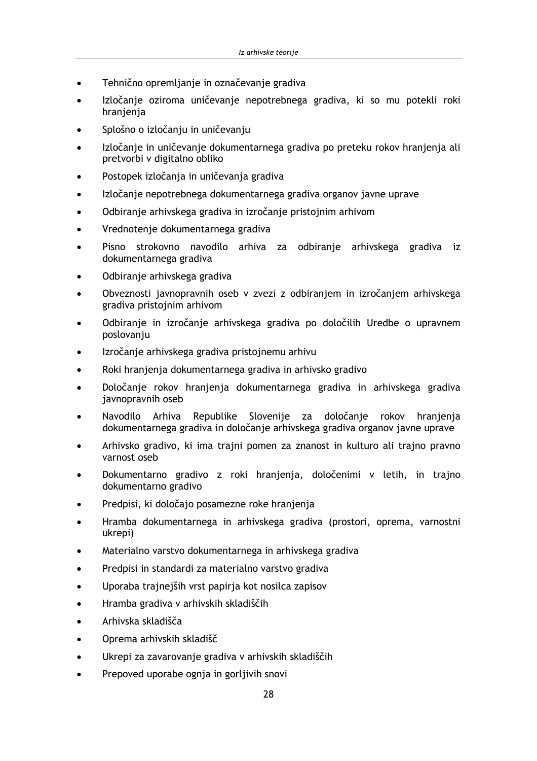- Tehnično opremljanje in označevanje gradiva
- Izločanje oziroma uničevanje nepotrebnega gradiva, ki so mu potekli roki hranjenja
- Splošno o izločanju in uničevanju
- Izločanje in uničevanje dokumentarnega gradiva po preteku rokov hranjenja ali pretvorbi v digitalno obliko
- Postopek izločanja in uničevanja gradiva
- Izločanje nepotrebnega dokumentarnega gradiva organov javne uprave
- Odbiranje arhivskega gradiva in izročanje pristojnim arhivom
- Vrednotenje dokumentarnega gradiva
- Pisno strokovno navodilo arhiva za odbiranje arhivskega gradiva iz dokumentarnega gradiva
- Odbiranje arhivskega gradiva
- Obveznosti javnopravnih oseb v zvezi z odbiranjem in izročanjem arhivskega gradiva pristojnim arhivom
- Odbiranje in izročanje arhivskega gradiva po določilih Uredbe o upravnem poslovanju
- Izročanje arhivskega gradiva pristojnemu arhivu
- Roki hranjenja dokumentarnega gradiva in arhivsko gradivo
- Določanje rokov hranjenja dokumentarnega gradiva in arhivskega gradiva javnopravnih oseb
- Navodilo Arhiva Republike Slovenije za določanje rokov hranjenja dokumentarnega gradiva in določanje arhivskega gradiva organov javne uprave
- Arhivsko gradivo, ki ima trajni pomen za znanost in kulturo ali trajno pravno varnost oseb
- Dokumentarno gradivo z roki hranjenja, določenimi v letih, in trajno dokumentarno gradivo
- Predpisi, ki določajo posamezne roke hranjenja
- Hramba dokumentarnega in arhivskega gradiva (prostori, oprema, varnostni ukrepi)
- Materialno varstvo dokumentarnega in arhivskega gradiva
- Predpisi in standardi za materialno varstvo gradiva
- Uporaba trajnejših vrst papirja kot nosilca zapisov
- Hramba gradiva v arhivskih skladiščih
- Arhivska skladišča
- Oprema arhivskih skladišč
- Ukrepi za zavarovanje gradiva v arhivskih skladiščih
- Prepoved uporabe ognja in gorljivih snovi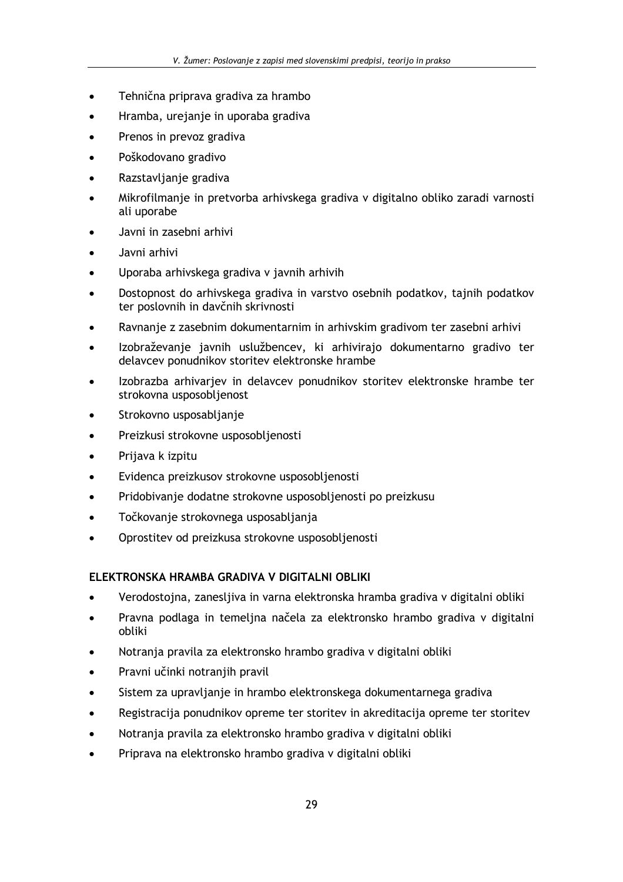- Tehnična priprava gradiva za hrambo
- Hramba, urejanje in uporaba gradiva
- Prenos in prevoz gradiva
- Poškodovano gradivo
- Razstavljanje gradiva
- Mikrofilmanje in pretvorba arhivskega gradiva v digitalno obliko zaradi varnosti ali uporabe
- Javni in zasebni arhivi
- Javni arhivi
- Uporaba arhivskega gradiva v javnih arhivih
- Dostopnost do arhivskega gradiva in varstvo osebnih podatkov, tajnih podatkov ter poslovnih in davčnih skrivnosti
- Ravnanje z zasebnim dokumentarnim in arhivskim gradivom ter zasebni arhivi
- Izobraževanje javnih uslužbencev, ki arhivirajo dokumentarno gradivo ter delavcev ponudnikov storitev elektronske hrambe
- Izobrazba arhivarjev in delavcev ponudnikov storitev elektronske hrambe ter strokovna usposobljenost
- Strokovno usposabljanje
- Preizkusi strokovne usposobljenosti
- Prijava k izpitu
- Evidenca preizkusov strokovne usposobljenosti
- Pridobivanje dodatne strokovne usposobljenosti po preizkusu
- Točkovanje strokovnega usposabljanja
- Oprostitev od preizkusa strokovne usposobljenosti

**ELEKTRONSKA HRAMBA GRADIVA V DIGITALNI OBLIKI**

- Verodostojna, zanesljiva in varna elektronska hramba gradiva v digitalni obliki
- Pravna podlaga in temeljna načela za elektronsko hrambo gradiva v digitalni obliki
- Notranja pravila za elektronsko hrambo gradiva v digitalni obliki
- Pravni učinki notranjih pravil
- Sistem za upravljanje in hrambo elektronskega dokumentarnega gradiva
- Registracija ponudnikov opreme ter storitev in akreditacija opreme ter storitev
- Notranja pravila za elektronsko hrambo gradiva v digitalni obliki
- Priprava na elektronsko hrambo gradiva v digitalni obliki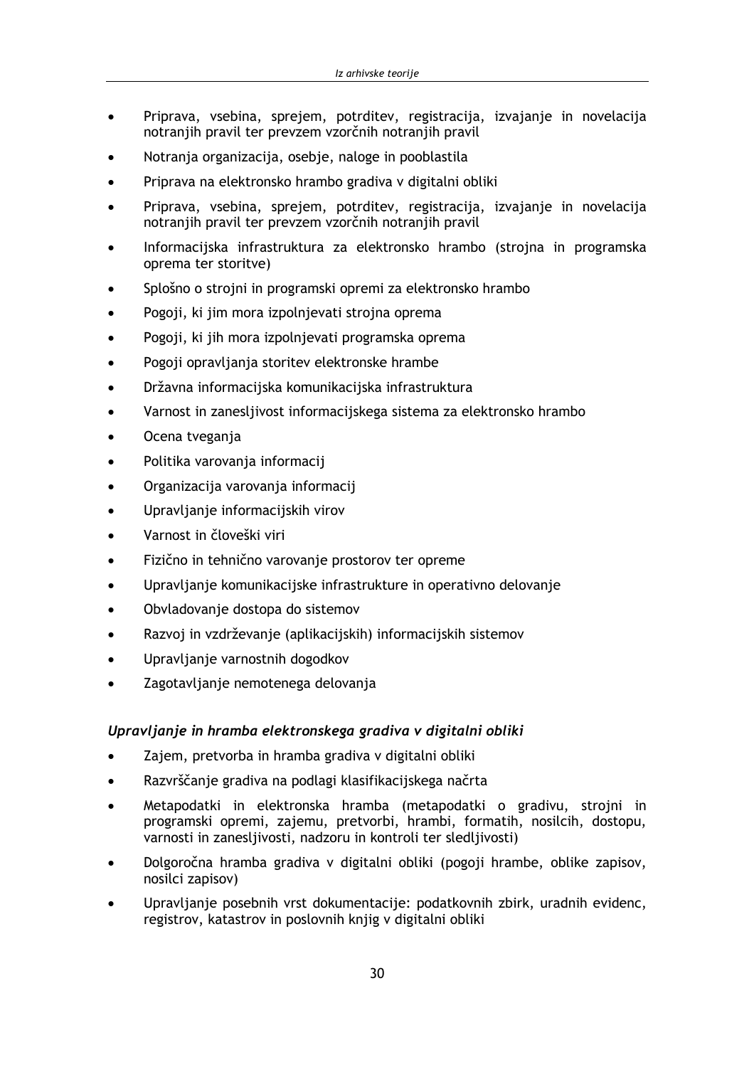- Priprava, vsebina, sprejem, potrditev, registracija, izvajanje in novelacija notranjih pravil ter prevzem vzorčnih notranjih pravil
- Notranja organizacija, osebje, naloge in pooblastila
- Priprava na elektronsko hrambo gradiva v digitalni obliki
- Priprava, vsebina, sprejem, potrditev, registracija, izvajanje in novelacija notranjih pravil ter prevzem vzorčnih notranjih pravil
- Informacijska infrastruktura za elektronsko hrambo (strojna in programska oprema ter storitve)
- Splošno o strojni in programski opremi za elektronsko hrambo
- Pogoji, ki jim mora izpolnjevati strojna oprema
- Pogoji, ki jih mora izpolnjevati programska oprema
- Pogoji opravljanja storitev elektronske hrambe
- Državna informacijska komunikacijska infrastruktura
- Varnost in zanesljivost informacijskega sistema za elektronsko hrambo
- Ocena tveganja
- Politika varovanja informacij
- Organizacija varovanja informacij
- Upravljanje informacijskih virov
- Varnost in človeški viri
- Fizično in tehnično varovanje prostorov ter opreme
- Upravljanje komunikacijske infrastrukture in operativno delovanje
- Obvladovanje dostopa do sistemov
- Razvoj in vzdrževanje (aplikacijskih) informacijskih sistemov
- Upravljanje varnostnih dogodkov
- Zagotavljanje nemotenega delovanja

### *Upravljanje in hramba elektronskega gradiva v digitalni obliki*

- Zajem, pretvorba in hramba gradiva v digitalni obliki
- Razvrščanje gradiva na podlagi klasifikacijskega načrta
- Metapodatki in elektronska hramba (metapodatki o gradivu, strojni in programski opremi, zajemu, pretvorbi, hrambi, formatih, nosilcih, dostopu, varnosti in zanesljivosti, nadzoru in kontroli ter sledljivosti)
- Dolgoročna hramba gradiva v digitalni obliki (pogoji hrambe, oblike zapisov, nosilci zapisov)
- Upravljanje posebnih vrst dokumentacije: podatkovnih zbirk, uradnih evidenc, registrov, katastrov in poslovnih knjig v digitalni obliki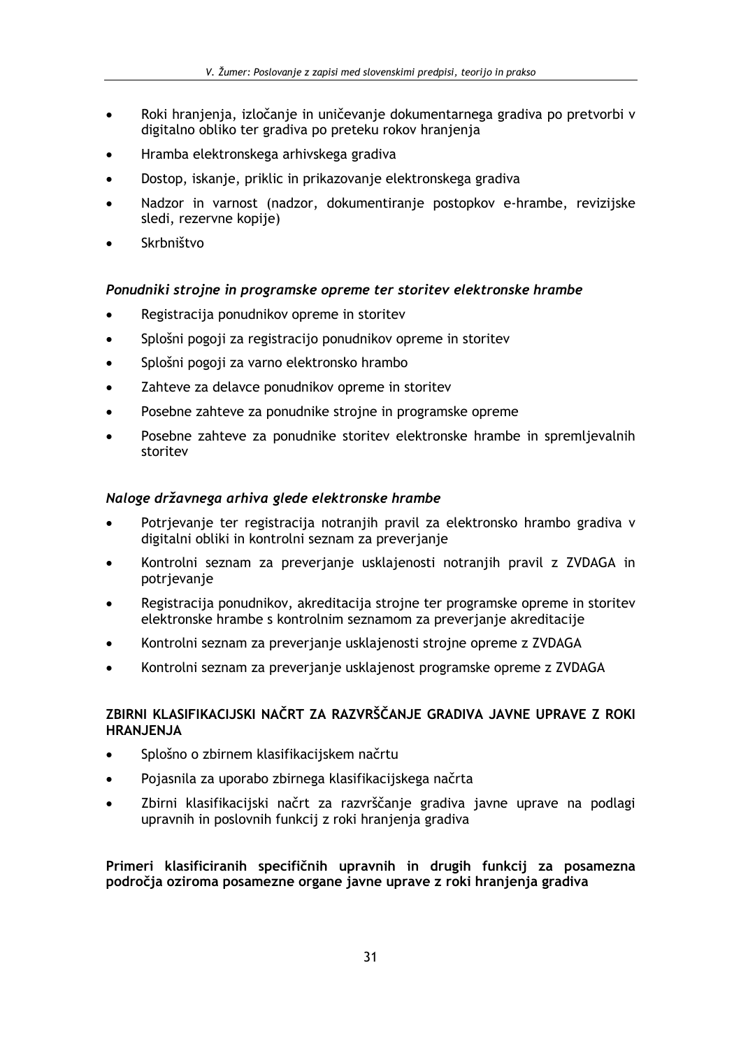- Roki hranjenja, izločanje in uničevanje dokumentarnega gradiva po pretvorbi v digitalno obliko ter gradiva po preteku rokov hranjenja
- Hramba elektronskega arhivskega gradiva
- Dostop, iskanje, priklic in prikazovanje elektronskega gradiva
- Nadzor in varnost (nadzor, dokumentiranje postopkov e-hrambe, revizijske sledi, rezervne kopije)
- Skrbništvo

### *Ponudniki strojne in programske opreme ter storitev elektronske hrambe*

- Registracija ponudnikov opreme in storitev
- Splošni pogoji za registracijo ponudnikov opreme in storitev
- Splošni pogoji za varno elektronsko hrambo
- Zahteve za delavce ponudnikov opreme in storitev
- Posebne zahteve za ponudnike strojne in programske opreme
- Posebne zahteve za ponudnike storitev elektronske hrambe in spremljevalnih storitev

### *Naloge državnega arhiva glede elektronske hrambe*

- Potrjevanje ter registracija notranjih pravil za elektronsko hrambo gradiva v digitalni obliki in kontrolni seznam za preverjanje
- Kontrolni seznam za preverjanje usklajenosti notranjih pravil z ZVDAGA in potrjevanje
- Registracija ponudnikov, akreditacija strojne ter programske opreme in storitev elektronske hrambe s kontrolnim seznamom za preverjanje akreditacije
- Kontrolni seznam za preverjanje usklajenosti strojne opreme z ZVDAGA
- Kontrolni seznam za preverjanje usklajenost programske opreme z ZVDAGA

## ZBIRNI KLASIFIKACIJSKI NAČRT ZA RAZVRŠČANJE GRADIVA JAVNE UPRAVE Z ROKI HRANJENJA

- Splošno o zbirnem klasifikacijskem načrtu
- Pojasnila za uporabo zbirnega klasifikacijskega načrta
- Zbirni klasifikacijski načrt za razvrščanje gradiva javne uprave na podlagi upravnih in poslovnih funkcij z roki hranjenja gradiva

### Primeri klasificiranih specifičnih upravnih in drugih funkcij za posamezna področja oziroma posamezne organe javne uprave z roki hranjenja gradiva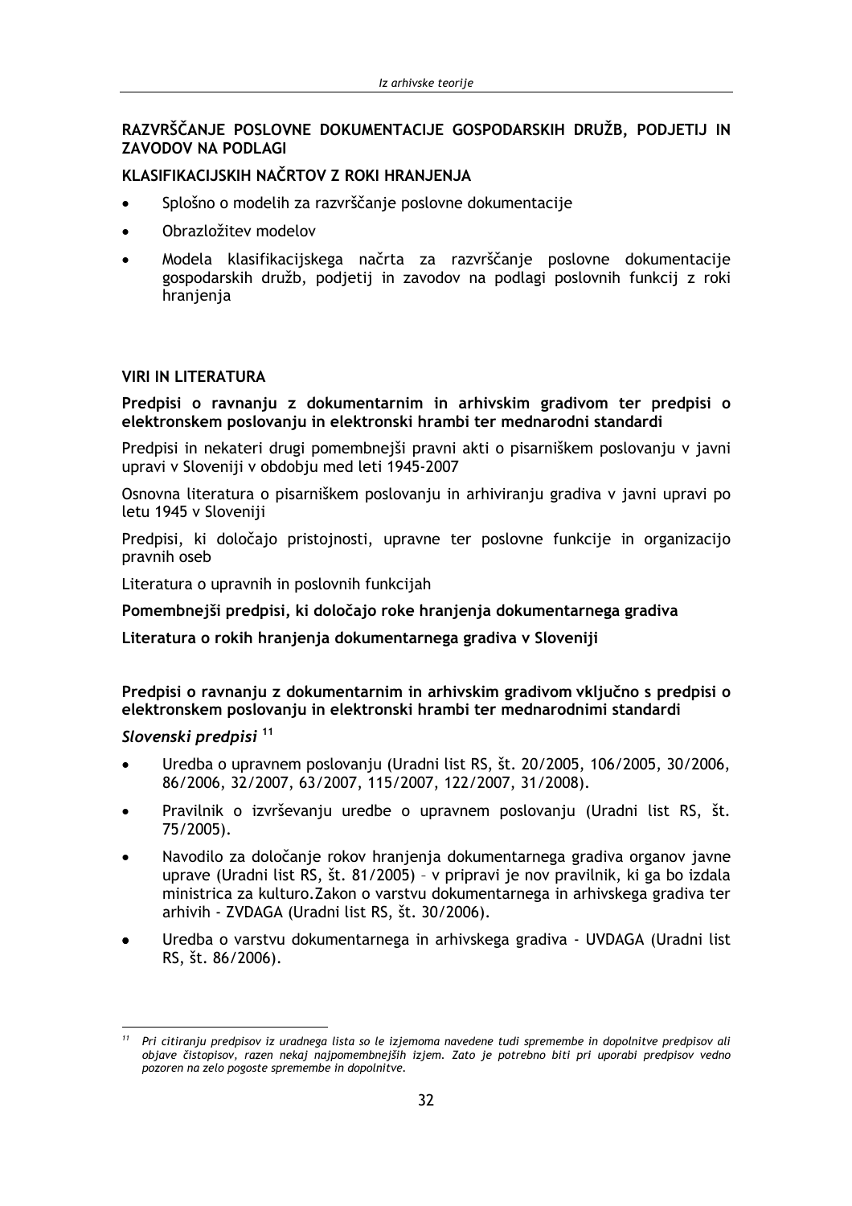**RAZVRŠČANJE POSLOVNE DOKUMENTACIJE GOSPODARSKIH DRUŽB, PODJETIJ IN ZAVODOV NA PODLAGI**

**KLASIFIKACIJSKIH NAČRTOV Z ROKI HRANJENJA**

- Splošno o modelih za razvrščanje poslovne dokumentacije
- Obrazložitev modelov
- Modela klasifikacijskega načrta za razvrščanje poslovne dokumentacije gospodarskih družb, podjetij in zavodov na podlagi poslovnih funkcij z roki hranjenja

**VIRI IN LITERATURA**

**Predpisi o ravnanju z dokumentarnim in arhivskim gradivom ter predpisi o elektronskem poslovanju in elektronski hrambi ter mednarodni standardi**

Predpisi in nekateri drugi pomembnejši pravni akti o pisarniškem poslovanju v javni upravi v Sloveniji v obdobju med leti 1945-2007

Osnovna literatura o pisarniškem poslovanju in arhiviranju gradiva v javni upravi po letu 1945 v Sloveniji

Predpisi, ki določajo pristojnosti, upravne ter poslovne funkcije in organizacijo pravnih oseb

Literatura o upravnih in poslovnih funkcijah

**Pomembnejši predpisi, ki določajo roke hranjenja dokumentarnega gradiva**

**Literatura o rokih hranjenja dokumentarnega gradiva v Sloveniji**

**Predpisi o ravnanju z dokumentarnim in arhivskim gradivom vključno s predpisi o elektronskem poslovanju in elektronski hrambi ter mednarodnimi standardi**

***Slovenski predpisi*** [11]

- Uredba o upravnem poslovanju (Uradni list RS, št. 20/2005, 106/2005, 30/2006, 86/2006, 32/2007, 63/2007, 115/2007, 122/2007, 31/2008).
- Pravilnik o izvrševanju uredbe o upravnem poslovanju (Uradni list RS, št. 75/2005).
- Navodilo za določanje rokov hranjenja dokumentarnega gradiva organov javne uprave (Uradni list RS, št. 81/2005) – v pripravi je nov pravilnik, ki ga bo izdala ministrica za kulturo.Zakon o varstvu dokumentarnega in arhivskega gradiva ter arhivih - ZVDAGA (Uradni list RS, št. 30/2006).
- Uredba o varstvu dokumentarnega in arhivskega gradiva - UVDAGA (Uradni list RS, št. 86/2006).

---

[11] *Pri citiranju predpisov iz uradnega lista so le izjemoma navedene tudi spremembe in dopolnitve predpisov ali objave čistopisov, razen nekaj najpomembnejših izjem. Zato je potrebno biti pri uporabi predpisov vedno pozoren na zelo pogoste spremembe in dopolnitve.*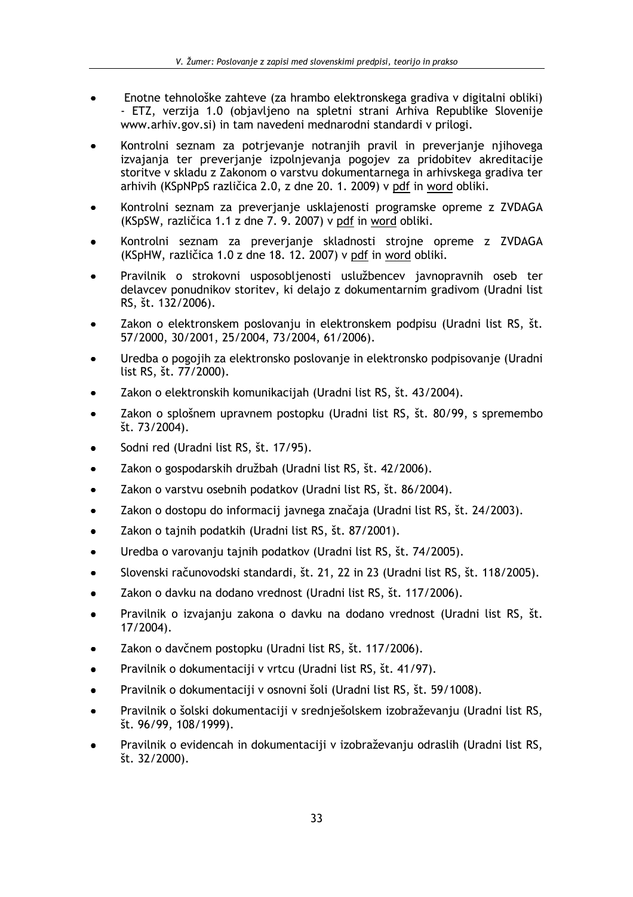- Enotne tehnološke zahteve (za hrambo elektronskega gradiva v digitalni obliki) - ETZ, verzija 1.0 (objavljeno na spletni strani Arhiva Republike Slovenije www.arhiv.gov.si) in tam navedeni mednarodni standardi v prilogi.
- Kontrolni seznam za potrjevanje notranjih pravil in preverjanje njihovega izvajanja ter preverjanje izpolnjevanja pogojev za pridobitev akreditacije storitve v skladu z Zakonom o varstvu dokumentarnega in arhivskega gradiva ter arhivih (KSpNPpS različica 2.0, z dne 20. 1. 2009) v pdf in word obliki.
- Kontrolni seznam za preverjanje usklajenosti programske opreme z ZVDAGA (KSpSW, različica 1.1 z dne 7. 9. 2007) v pdf in word obliki.
- Kontrolni seznam za preverjanje skladnosti strojne opreme z ZVDAGA (KSpHW, različica 1.0 z dne 18. 12. 2007) v pdf in word obliki.
- Pravilnik o strokovni usposobljenosti uslužbencev javnopravnih oseb ter delavcev ponudnikov storitev, ki delajo z dokumentarnim gradivom (Uradni list RS, št. 132/2006).
- Zakon o elektronskem poslovanju in elektronskem podpisu (Uradni list RS, št. 57/2000, 30/2001, 25/2004, 73/2004, 61/2006).
- Uredba o pogojih za elektronsko poslovanje in elektronsko podpisovanje (Uradni list RS, št. 77/2000).
- Zakon o elektronskih komunikacijah (Uradni list RS, št. 43/2004).
- Zakon o splošnem upravnem postopku (Uradni list RS, št. 80/99, s spremembo št. 73/2004).
- Sodni red (Uradni list RS, št. 17/95).
- Zakon o gospodarskih družbah (Uradni list RS, št. 42/2006).
- Zakon o varstvu osebnih podatkov (Uradni list RS, št. 86/2004).
- Zakon o dostopu do informacij javnega značaja (Uradni list RS, št. 24/2003).
- Zakon o tajnih podatkih (Uradni list RS, št. 87/2001).
- Uredba o varovanju tajnih podatkov (Uradni list RS, št. 74/2005).
- Slovenski računovodski standardi, št. 21, 22 in 23 (Uradni list RS, št. 118/2005).
- Zakon o davku na dodano vrednost (Uradni list RS, št. 117/2006).
- Pravilnik o izvajanju zakona o davku na dodano vrednost (Uradni list RS, št. 17/2004).
- Zakon o davčnem postopku (Uradni list RS, št. 117/2006).
- Pravilnik o dokumentaciji v vrtcu (Uradni list RS, št. 41/97).
- Pravilnik o dokumentaciji v osnovni šoli (Uradni list RS, št. 59/1008).
- Pravilnik o šolski dokumentaciji v srednješolskem izobraževanju (Uradni list RS, št. 96/99, 108/1999).
- Pravilnik o evidencah in dokumentaciji v izobraževanju odraslih (Uradni list RS, št. 32/2000).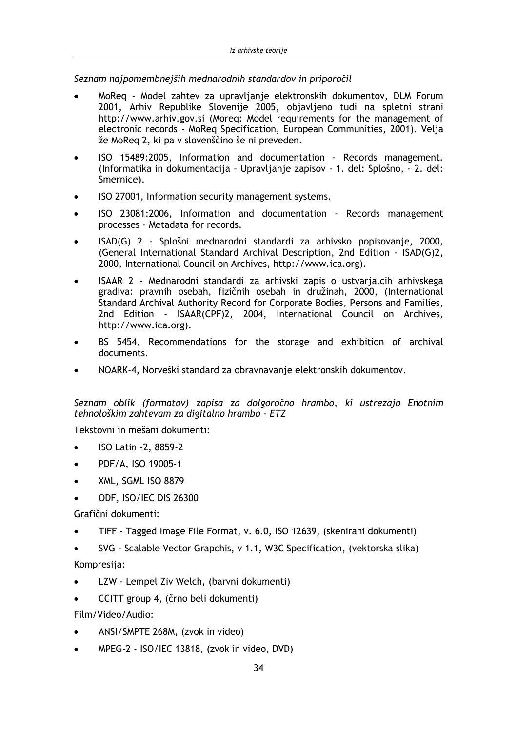*Seznam najpomembnejših mednarodnih standardov in priporočil*

- MoReq - Model zahtev za upravljanje elektronskih dokumentov, DLM Forum 2001, Arhiv Republike Slovenije 2005, objavljeno tudi na spletni strani http://www.arhiv.gov.si (Moreq: Model requirements for the management of electronic records - MoReq Specification, European Communities, 2001). Velja že MoReq 2, ki pa v slovenščino še ni preveden.
- ISO 15489:2005, Information and documentation - Records management. (Informatika in dokumentacija - Upravljanje zapisov - 1. del: Splošno, - 2. del: Smernice).
- ISO 27001, Information security management systems.
- ISO 23081:2006, Information and documentation - Records management processes - Metadata for records.
- ISAD(G) 2 - Splošni mednarodni standardi za arhivsko popisovanje, 2000, (General International Standard Archival Description, 2nd Edition - ISAD(G)2, 2000, International Council on Archives, http://www.ica.org).
- ISAAR 2 - Mednarodni standardi za arhivski zapis o ustvarjalcih arhivskega gradiva: pravnih osebah, fizičnih osebah in družinah, 2000, (International Standard Archival Authority Record for Corporate Bodies, Persons and Families, 2nd Edition - ISAAR(CPF)2, 2004, International Council on Archives, http://www.ica.org).
- BS 5454, Recommendations for the storage and exhibition of archival documents.
- NOARK-4, Norveški standard za obravnavanje elektronskih dokumentov.

*Seznam oblik (formatov) zapisa za dolgoročno hrambo, ki ustrezajo Enotnim tehnološkim zahtevam za digitalno hrambo - ETZ*

Tekstovni in mešani dokumenti:

- ISO Latin -2, 8859-2
- PDF/A, ISO 19005-1
- XML, SGML ISO 8879
- ODF, ISO/IEC DIS 26300

Grafični dokumenti:

- TIFF - Tagged Image File Format, v. 6.0, ISO 12639, (skenirani dokumenti)
- SVG - Scalable Vector Grapchis, v 1.1, W3C Specification, (vektorska slika)

Kompresija:

- LZW - Lempel Ziv Welch, (barvni dokumenti)
- CCITT group 4, (črno beli dokumenti)

Film/Video/Audio:

- ANSI/SMPTE 268M, (zvok in video)
- MPEG-2 - ISO/IEC 13818, (zvok in video, DVD)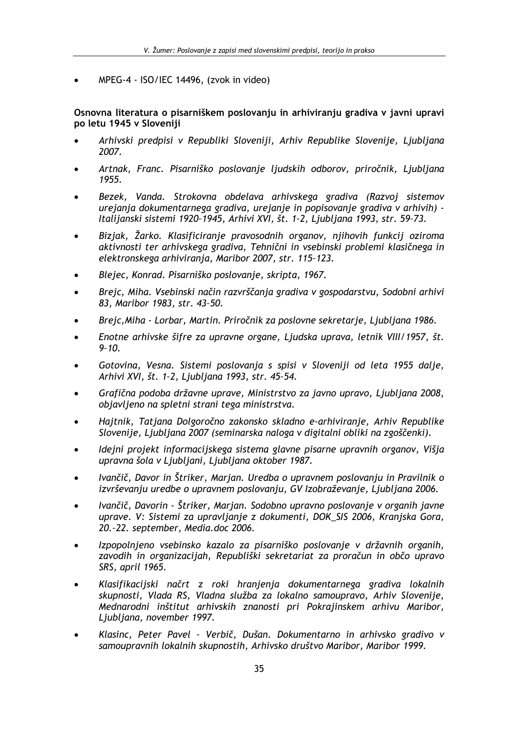- MPEG-4 - ISO/IEC 14496, (zvok in video)

**Osnovna literatura o pisarniškem poslovanju in arhiviranju gradiva v javni upravi po letu 1945 v Sloveniji**

- *Arhivski predpisi v Republiki Sloveniji, Arhiv Republike Slovenije, Ljubljana 2007.*
- *Artnak, Franc. Pisarniško poslovanje ljudskih odborov, priročnik, Ljubljana 1955.*
- *Bezek, Vanda. Strokovna obdelava arhivskega gradiva (Razvoj sistemov urejanja dokumentarnega gradiva, urejanje in popisovanje gradiva v arhivih) - Italijanski sistemi 1920–1945, Arhivi XVI, št. 1–2, Ljubljana 1993, str. 59–73.*
- *Bizjak, Žarko. Klasificiranje pravosodnih organov, njihovih funkcij oziroma aktivnosti ter arhivskega gradiva, Tehnični in vsebinski problemi klasičnega in elektronskega arhiviranja, Maribor 2007, str. 115–123.*
- *Blejec, Konrad. Pisarniško poslovanje, skripta, 1967.*
- *Brejc, Miha. Vsebinski način razvrščanja gradiva v gospodarstvu, Sodobni arhivi 83, Maribor 1983, str. 43–50.*
- *Brejc,Miha - Lorbar, Martin. Priročnik za poslovne sekretarje, Ljubljana 1986.*
- *Enotne arhivske šifre za upravne organe, Ljudska uprava, letnik VIII/1957, št. 9–10.*
- *Gotovina, Vesna. Sistemi poslovanja s spisi v Sloveniji od leta 1955 dalje, Arhivi XVI, št. 1–2, Ljubljana 1993, str. 45–54.*
- *Grafična podoba državne uprave, Ministrstvo za javno upravo, Ljubljana 2008, objavljeno na spletni strani tega ministrstva.*
- *Hajtnik, Tatjana Dolgoročno zakonsko skladno e-arhiviranje, Arhiv Republike Slovenije, Ljubljana 2007 (seminarska naloga v digitalni obliki na zgoščenki).*
- *Idejni projekt informacijskega sistema glavne pisarne upravnih organov, Višja upravna šola v Ljubljani, Ljubljana oktober 1987.*
- *Ivančič, Davor in Štriker, Marjan. Uredba o upravnem poslovanju in Pravilnik o izvrševanju uredbe o upravnem poslovanju, GV Izobraževanje, Ljubljana 2006.*
- *Ivančič, Davorin - Štriker, Marjan. Sodobno upravno poslovanje v organih javne uprave. V: Sistemi za upravljanje z dokumenti, DOK_SIS 2006, Kranjska Gora, 20.–22. september, Media.doc 2006.*
- *Izpopolnjeno vsebinsko kazalo za pisarniško poslovanje v državnih organih, zavodih in organizacijah, Republiški sekretariat za proračun in občo upravo SRS, april 1965.*
- *Klasifikacijski načrt z roki hranjenja dokumentarnega gradiva lokalnih skupnosti, Vlada RS, Vladna služba za lokalno samoupravo, Arhiv Slovenije, Mednarodni inštitut arhivskih znanosti pri Pokrajinskem arhivu Maribor, Ljubljana, november 1997.*
- *Klasinc, Peter Pavel - Verbič, Dušan. Dokumentarno in arhivsko gradivo v samoupravnih lokalnih skupnostih, Arhivsko društvo Maribor, Maribor 1999.*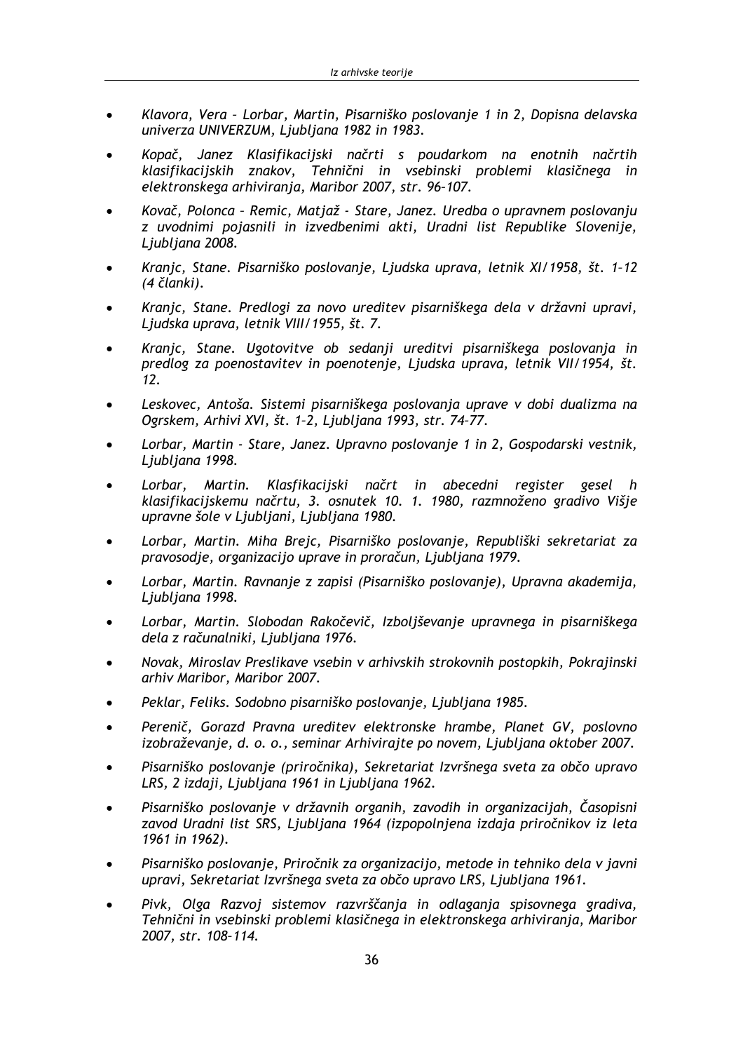- *Klavora, Vera – Lorbar, Martin, Pisarniško poslovanje 1 in 2, Dopisna delavska univerza UNIVERZUM, Ljubljana 1982 in 1983.*
- *Kopač, Janez Klasifikacijski načrti s poudarkom na enotnih načrtih klasifikacijskih znakov, Tehnični in vsebinski problemi klasičnega in elektronskega arhiviranja, Maribor 2007, str. 96–107.*
- *Kovač, Polonca – Remic, Matjaž - Stare, Janez. Uredba o upravnem poslovanju z uvodnimi pojasnili in izvedbenimi akti, Uradni list Republike Slovenije, Ljubljana 2008.*
- *Kranjc, Stane. Pisarniško poslovanje, Ljudska uprava, letnik XI/1958, št. 1–12 (4 članki).*
- *Kranjc, Stane. Predlogi za novo ureditev pisarniškega dela v državni upravi, Ljudska uprava, letnik VIII/1955, št. 7.*
- *Kranjc, Stane. Ugotovitve ob sedanji ureditvi pisarniškega poslovanja in predlog za poenostavitev in poenotenje, Ljudska uprava, letnik VII/1954, št. 12.*
- *Leskovec, Antoša. Sistemi pisarniškega poslovanja uprave v dobi dualizma na Ogrskem, Arhivi XVI, št. 1–2, Ljubljana 1993, str. 74–77.*
- *Lorbar, Martin - Stare, Janez. Upravno poslovanje 1 in 2, Gospodarski vestnik, Ljubljana 1998.*
- *Lorbar, Martin. Klasfikacijski načrt in abecedni register gesel h klasifikacijskemu načrtu, 3. osnutek 10. 1. 1980, razmnoženo gradivo Višje upravne šole v Ljubljani, Ljubljana 1980.*
- *Lorbar, Martin. Miha Brejc, Pisarniško poslovanje, Republiški sekretariat za pravosodje, organizacijo uprave in proračun, Ljubljana 1979.*
- *Lorbar, Martin. Ravnanje z zapisi (Pisarniško poslovanje), Upravna akademija, Ljubljana 1998.*
- *Lorbar, Martin. Slobodan Rakočevič, Izboljševanje upravnega in pisarniškega dela z računalniki, Ljubljana 1976.*
- *Novak, Miroslav Preslikave vsebin v arhivskih strokovnih postopkih, Pokrajinski arhiv Maribor, Maribor 2007.*
- *Peklar, Feliks. Sodobno pisarniško poslovanje, Ljubljana 1985.*
- *Perenič, Gorazd Pravna ureditev elektronske hrambe, Planet GV, poslovno izobraževanje, d. o. o., seminar Arhivirajte po novem, Ljubljana oktober 2007.*
- *Pisarniško poslovanje (priročnika), Sekretariat Izvršnega sveta za občo upravo LRS, 2 izdaji, Ljubljana 1961 in Ljubljana 1962.*
- *Pisarniško poslovanje v državnih organih, zavodih in organizacijah, Časopisni zavod Uradni list SRS, Ljubljana 1964 (izpopolnjena izdaja priročnikov iz leta 1961 in 1962).*
- *Pisarniško poslovanje, Priročnik za organizacijo, metode in tehniko dela v javni upravi, Sekretariat Izvršnega sveta za občo upravo LRS, Ljubljana 1961.*
- *Pivk, Olga Razvoj sistemov razvrščanja in odlaganja spisovnega gradiva, Tehnični in vsebinski problemi klasičnega in elektronskega arhiviranja, Maribor 2007, str. 108–114.*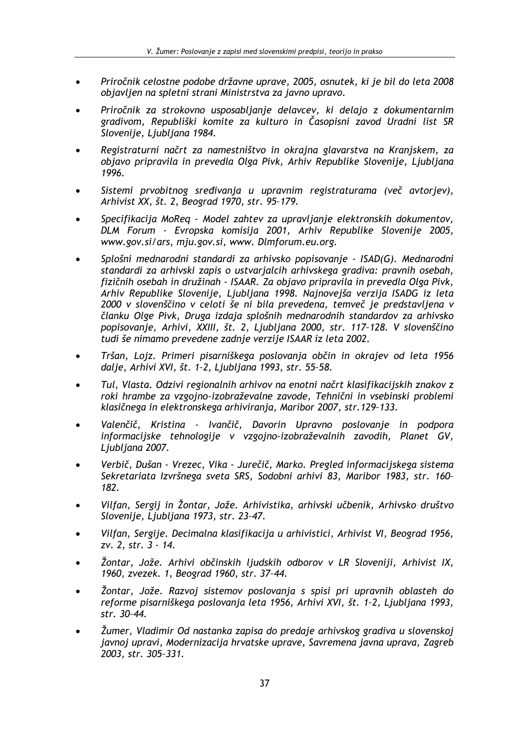- *Priročnik celostne podobe državne uprave, 2005, osnutek, ki je bil do leta 2008 objavljen na spletni strani Ministrstva za javno upravo.*
- *Priročnik za strokovno usposabljanje delavcev, ki delajo z dokumentarnim gradivom, Republiški komite za kulturo in Časopisni zavod Uradni list SR Slovenije, Ljubljana 1984.*
- *Registraturni načrt za namestništvo in okrajna glavarstva na Kranjskem, za objavo pripravila in prevedla Olga Pivk, Arhiv Republike Slovenije, Ljubljana 1996.*
- *Sistemi prvobitnog sređivanja u upravnim registraturama (več avtorjev), Arhivist XX, št. 2, Beograd 1970, str. 95–179.*
- *Specifikacija MoReq - Model zahtev za upravljanje elektronskih dokumentov, DLM Forum - Evropska komisija 2001, Arhiv Republike Slovenije 2005, www.gov.si/ars, mju.gov.si, www. Dlmforum.eu.org.*
- *Splošni mednarodni standardi za arhivsko popisovanje - ISAD(G). Mednarodni standardi za arhivski zapis o ustvarjalcih arhivskega gradiva: pravnih osebah, fizičnih osebah in družinah - ISAAR. Za objavo pripravila in prevedla Olga Pivk, Arhiv Republike Slovenije, Ljubljana 1998. Najnovejša verzija ISADG iz leta 2000 v slovenščino v celoti še ni bila prevedena, temveč je predstavljena v članku Olge Pivk, Druga izdaja splošnih mednarodnih standardov za arhivsko popisovanje, Arhivi, XXIII, št. 2, Ljubljana 2000, str. 117–128. V slovenščino tudi še nimamo prevedene zadnje verzije ISAAR iz leta 2002.*
- *Tršan, Lojz. Primeri pisarniškega poslovanja občin in okrajev od leta 1956 dalje, Arhivi XVI, št. 1–2, Ljubljana 1993, str. 55–58.*
- *Tul, Vlasta. Odzivi regionalnih arhivov na enotni načrt klasifikacijskih znakov z roki hrambe za vzgojno-izobraževalne zavode, Tehnični in vsebinski problemi klasičnega in elektronskega arhiviranja, Maribor 2007, str.129–133.*
- *Valenčič, Kristina - Ivančič, Davorin Upravno poslovanje in podpora informacijske tehnologije v vzgojno-izobraževalnih zavodih, Planet GV, Ljubljana 2007.*
- *Verbič, Dušan - Vrezec, Vika - Jurečič, Marko. Pregled informacijskega sistema Sekretariata Izvršnega sveta SRS, Sodobni arhivi 83, Maribor 1983, str. 160–182.*
- *Vilfan, Sergij in Žontar, Jože. Arhivistika, arhivski učbenik, Arhivsko društvo Slovenije, Ljubljana 1973, str. 23–47.*
- *Vilfan, Sergije. Decimalna klasifikacija u arhivistici, Arhivist VI, Beograd 1956, zv. 2, str. 3 - 14.*
- *Žontar, Jože. Arhivi občinskih ljudskih odborov v LR Sloveniji, Arhivist IX, 1960, zvezek. 1, Beograd 1960, str. 37–44.*
- *Žontar, Jože. Razvoj sistemov poslovanja s spisi pri upravnih oblasteh do reforme pisarniškega poslovanja leta 1956, Arhivi XVI, št. 1–2, Ljubljana 1993, str. 30–44.*
- *Žumer, Vladimir Od nastanka zapisa do predaje arhivskog gradiva u slovenskoj javnoj upravi, Modernizacija hrvatske uprave, Savremena javna uprava, Zagreb 2003, str. 305–331.*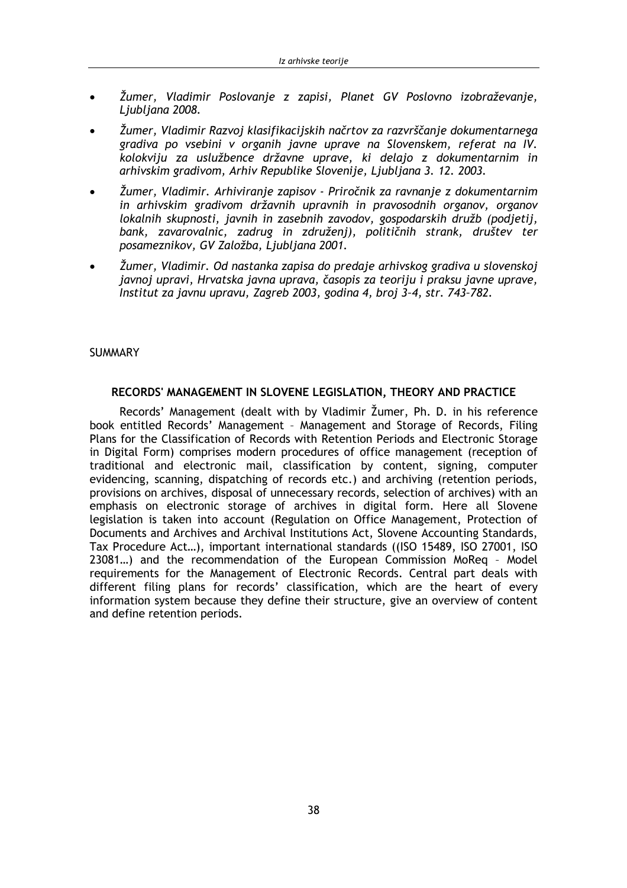- *Žumer, Vladimir Poslovanje z zapisi, Planet GV Poslovno izobraževanje, Ljubljana 2008.*
- *Žumer, Vladimir Razvoj klasifikacijskih načrtov za razvrščanje dokumentarnega gradiva po vsebini v organih javne uprave na Slovenskem, referat na IV. kolokviju za uslužbence državne uprave, ki delajo z dokumentarnim in arhivskim gradivom, Arhiv Republike Slovenije, Ljubljana 3. 12. 2003.*
- *Žumer, Vladimir. Arhiviranje zapisov - Priročnik za ravnanje z dokumentarnim in arhivskim gradivom državnih upravnih in pravosodnih organov, organov lokalnih skupnosti, javnih in zasebnih zavodov, gospodarskih družb (podjetij, bank, zavarovalnic, zadrug in združenj), političnih strank, društev ter posameznikov, GV Založba, Ljubljana 2001.*
- *Žumer, Vladimir. Od nastanka zapisa do predaje arhivskog gradiva u slovenskoj javnoj upravi, Hrvatska javna uprava, časopis za teoriju i praksu javne uprave, Institut za javnu upravu, Zagreb 2003, godina 4, broj 3-4, str. 743-782.*

SUMMARY

**RECORDS' MANAGEMENT IN SLOVENE LEGISLATION, THEORY AND PRACTICE**

Records' Management (dealt with by Vladimir Žumer, Ph. D. in his reference book entitled Records' Management – Management and Storage of Records, Filing Plans for the Classification of Records with Retention Periods and Electronic Storage in Digital Form) comprises modern procedures of office management (reception of traditional and electronic mail, classification by content, signing, computer evidencing, scanning, dispatching of records etc.) and archiving (retention periods, provisions on archives, disposal of unnecessary records, selection of archives) with an emphasis on electronic storage of archives in digital form. Here all Slovene legislation is taken into account (Regulation on Office Management, Protection of Documents and Archives and Archival Institutions Act, Slovene Accounting Standards, Tax Procedure Act…), important international standards ((ISO 15489, ISO 27001, ISO 23081…) and the recommendation of the European Commission MoReq – Model requirements for the Management of Electronic Records. Central part deals with different filing plans for records' classification, which are the heart of every information system because they define their structure, give an overview of content and define retention periods.